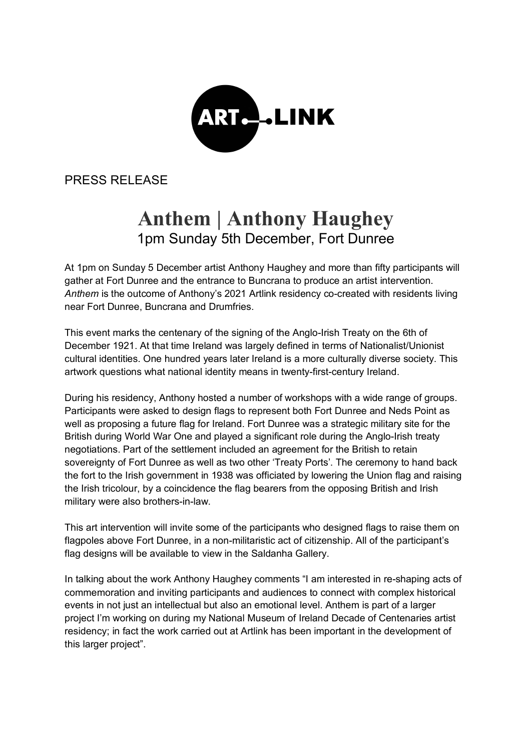ART LINK

PRESS RELEASE

# Anthem | Anthony Haughey

1pm Sunday 5th December, Fort Dunree

At 1pm on Sunday 5 December artist Anthony Haughey and more than fifty participants will gather at Fort Dunree and the entrance to Buncrana to produce an artist intervention. *Anthem* is the outcome of Anthony's 2021 Artlink residency co-created with residents living near Fort Dunree, Buncrana and Drumfries.

This event marks the centenary of the signing of the Anglo-Irish Treaty on the 6th of December 1921. At that time Ireland was largely defined in terms of Nationalist/Unionist cultural identities. One hundred years later Ireland is a more culturally diverse society. This artwork questions what national identity means in twenty-first-century Ireland.

During his residency, Anthony hosted a number of workshops with a wide range of groups. Participants were asked to design flags to represent both Fort Dunree and Neds Point as well as proposing a future flag for Ireland. Fort Dunree was a strategic military site for the British during World War One and played a significant role during the Anglo-Irish treaty negotiations. Part of the settlement included an agreement for the British to retain sovereignty of Fort Dunree as well as two other 'Treaty Ports'. The ceremony to hand back the fort to the Irish government in 1938 was officiated by lowering the Union flag and raising the Irish tricolour, by a coincidence the flag bearers from the opposing British and Irish military were also brothers-in-law.

This art intervention will invite some of the participants who designed flags to raise them on flagpoles above Fort Dunree, in a non-militaristic act of citizenship. All of the participant's flag designs will be available to view in the Saldanha Gallery.

In talking about the work Anthony Haughey comments "I am interested in re-shaping acts of commemoration and inviting participants and audiences to connect with complex historical events in not just an intellectual but also an emotional level. Anthem is part of a larger project I'm working on during my National Museum of Ireland Decade of Centenaries artist residency; in fact the work carried out at Artlink has been important in the development of this larger project".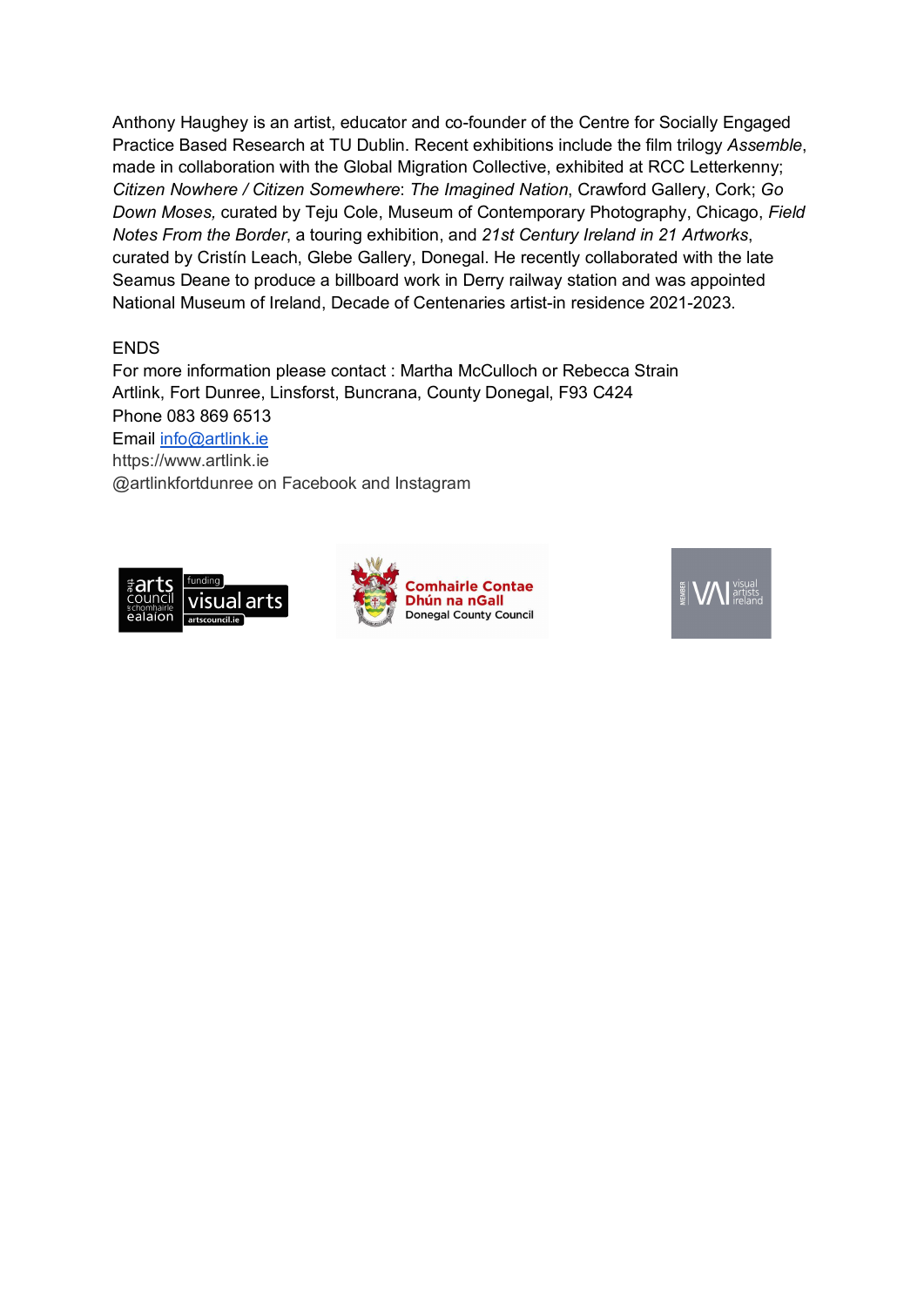Anthony Haughey is an artist, educator and co-founder of the Centre for Socially Engaged Practice Based Research at TU Dublin. Recent exhibitions include the film trilogy *Assemble*, made in collaboration with the Global Migration Collective, exhibited at RCC Letterkenny; *Citizen Nowhere / Citizen Somewhere*: *The Imagined Nation*, Crawford Gallery, Cork; *Go Down Moses,* curated by Teju Cole, Museum of Contemporary Photography, Chicago, *Field Notes From the Border*, a touring exhibition, and *21st Century Ireland in 21 Artworks*, curated by Cristín Leach, Glebe Gallery, Donegal. He recently collaborated with the late Seamus Deane to produce a billboard work in Derry railway station and was appointed National Museum of Ireland, Decade of Centenaries artist-in residence 2021-2023.

ENDS

For more information please contact : Martha McCulloch or Rebecca Strain
Artlink, Fort Dunree, Linsforst, Buncrana, County Donegal, F93 C424
Phone 083 869 6513
Email [info@artlink.ie](mailto:info@artlink.ie)
https://www.artlink.ie
@artlinkfortdunree on Facebook and Instagram

the arts council / an chomhairle ealaíon — funding visual arts — artscouncil.ie

Comhairle Contae Dhún na nGall
Donegal County Council

MEMBER VAI visual artists ireland